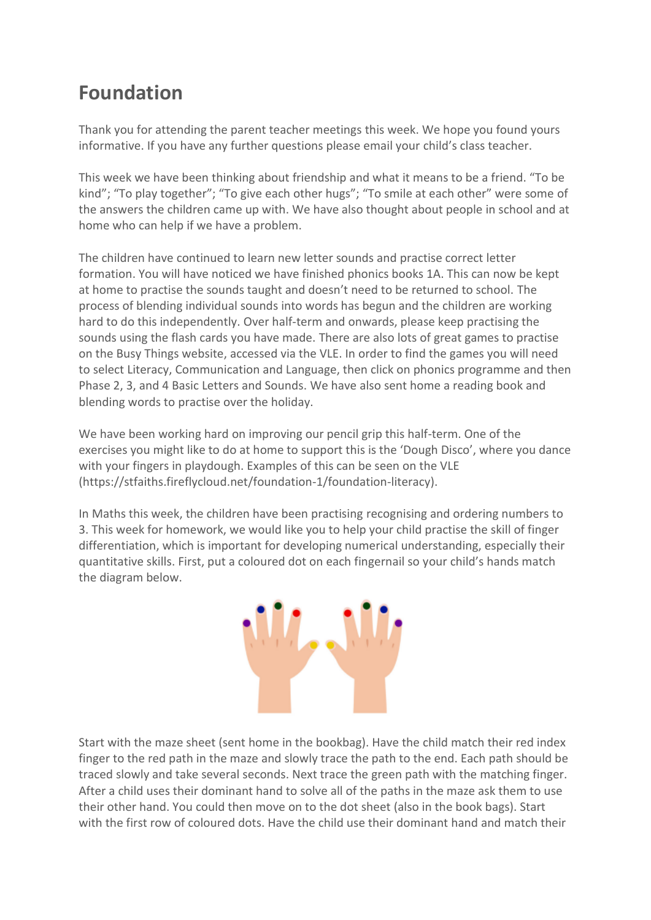# Foundation

Thank you for attending the parent teacher meetings this week. We hope you found yours informative. If you have any further questions please email your child's class teacher.

This week we have been thinking about friendship and what it means to be a friend. "To be kind"; "To play together"; "To give each other hugs"; "To smile at each other" were some of the answers the children came up with. We have also thought about people in school and at home who can help if we have a problem.

The children have continued to learn new letter sounds and practise correct letter formation. You will have noticed we have finished phonics books 1A. This can now be kept at home to practise the sounds taught and doesn't need to be returned to school. The process of blending individual sounds into words has begun and the children are working hard to do this independently. Over half-term and onwards, please keep practising the sounds using the flash cards you have made. There are also lots of great games to practise on the Busy Things website, accessed via the VLE. In order to find the games you will need to select Literacy, Communication and Language, then click on phonics programme and then Phase 2, 3, and 4 Basic Letters and Sounds. We have also sent home a reading book and blending words to practise over the holiday.

We have been working hard on improving our pencil grip this half-term. One of the exercises you might like to do at home to support this is the 'Dough Disco', where you dance with your fingers in playdough. Examples of this can be seen on the VLE (https://stfaiths.fireflycloud.net/foundation-1/foundation-literacy).

In Maths this week, the children have been practising recognising and ordering numbers to 3. This week for homework, we would like you to help your child practise the skill of finger differentiation, which is important for developing numerical understanding, especially their quantitative skills. First, put a coloured dot on each fingernail so your child's hands match the diagram below.

Start with the maze sheet (sent home in the bookbag). Have the child match their red index finger to the red path in the maze and slowly trace the path to the end. Each path should be traced slowly and take several seconds. Next trace the green path with the matching finger. After a child uses their dominant hand to solve all of the paths in the maze ask them to use their other hand. You could then move on to the dot sheet (also in the book bags). Start with the first row of coloured dots. Have the child use their dominant hand and match their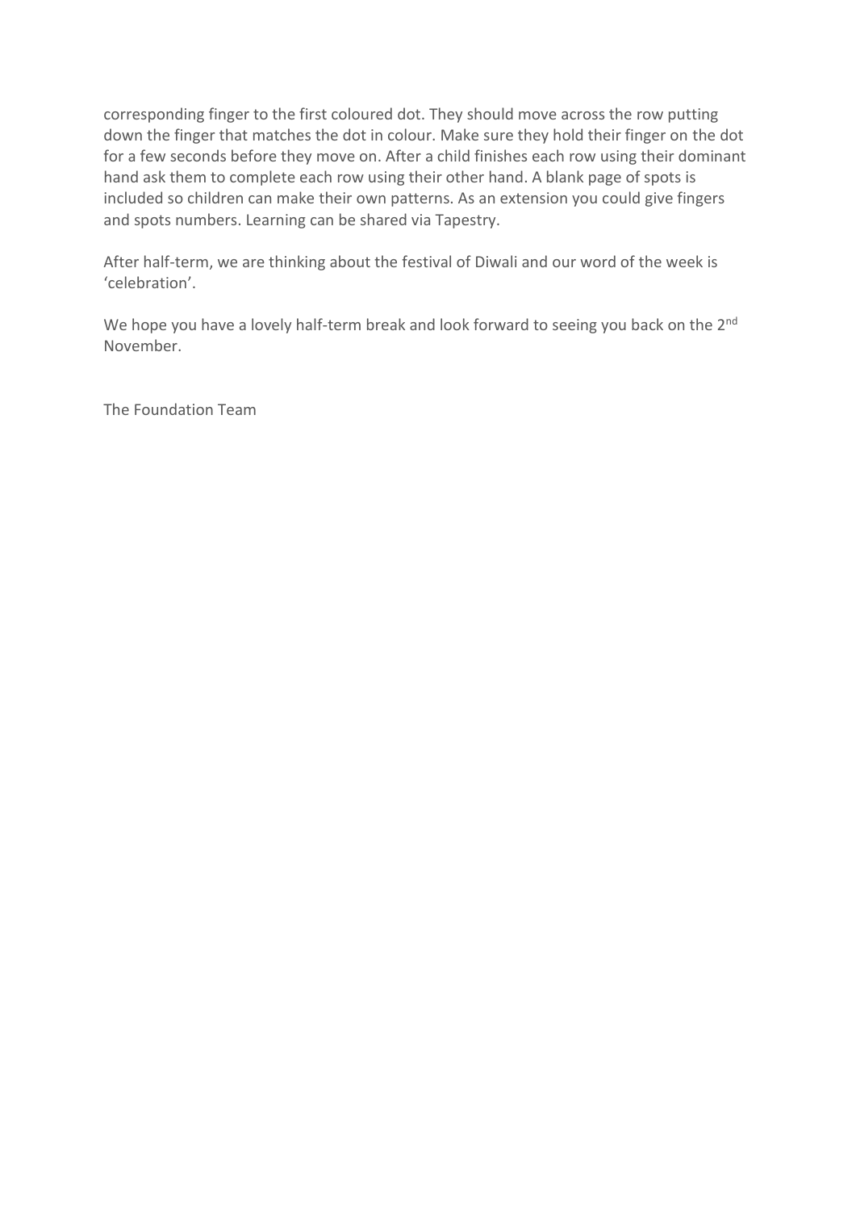corresponding finger to the first coloured dot. They should move across the row putting down the finger that matches the dot in colour. Make sure they hold their finger on the dot for a few seconds before they move on. After a child finishes each row using their dominant hand ask them to complete each row using their other hand. A blank page of spots is included so children can make their own patterns. As an extension you could give fingers and spots numbers. Learning can be shared via Tapestry.

After half-term, we are thinking about the festival of Diwali and our word of the week is 'celebration'.

We hope you have a lovely half-term break and look forward to seeing you back on the 2nd November.

The Foundation Team